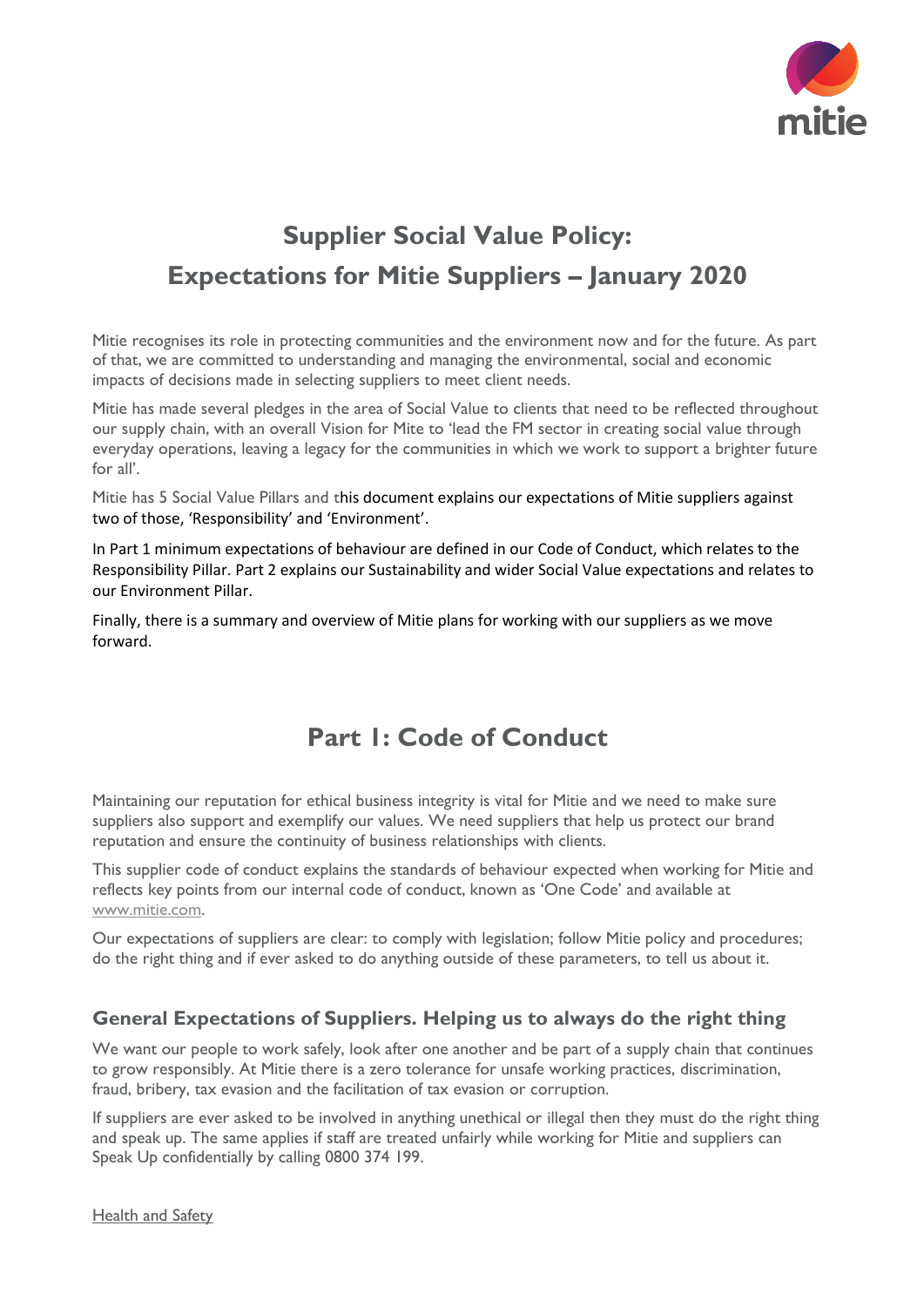# Supplier Social Value Policy:

# Expectations for Mitie Suppliers – January 2020

Mitie recognises its role in protecting communities and the environment now and for the future. As part of that, we are committed to understanding and managing the environmental, social and economic impacts of decisions made in selecting suppliers to meet client needs.

Mitie has made several pledges in the area of Social Value to clients that need to be reflected throughout our supply chain, with an overall Vision for Mite to 'lead the FM sector in creating social value through everyday operations, leaving a legacy for the communities in which we work to support a brighter future for all'.

Mitie has 5 Social Value Pillars and this document explains our expectations of Mitie suppliers against two of those, 'Responsibility' and 'Environment'.

In Part 1 minimum expectations of behaviour are defined in our Code of Conduct, which relates to the Responsibility Pillar. Part 2 explains our Sustainability and wider Social Value expectations and relates to our Environment Pillar.

Finally, there is a summary and overview of Mitie plans for working with our suppliers as we move forward.

## Part 1: Code of Conduct

Maintaining our reputation for ethical business integrity is vital for Mitie and we need to make sure suppliers also support and exemplify our values. We need suppliers that help us protect our brand reputation and ensure the continuity of business relationships with clients.

This supplier code of conduct explains the standards of behaviour expected when working for Mitie and reflects key points from our internal code of conduct, known as 'One Code' and available at www.mitie.com.

Our expectations of suppliers are clear: to comply with legislation; follow Mitie policy and procedures; do the right thing and if ever asked to do anything outside of these parameters, to tell us about it.

### General Expectations of Suppliers. Helping us to always do the right thing

We want our people to work safely, look after one another and be part of a supply chain that continues to grow responsibly. At Mitie there is a zero tolerance for unsafe working practices, discrimination, fraud, bribery, tax evasion and the facilitation of tax evasion or corruption.

If suppliers are ever asked to be involved in anything unethical or illegal then they must do the right thing and speak up. The same applies if staff are treated unfairly while working for Mitie and suppliers can Speak Up confidentially by calling 0800 374 199.

Health and Safety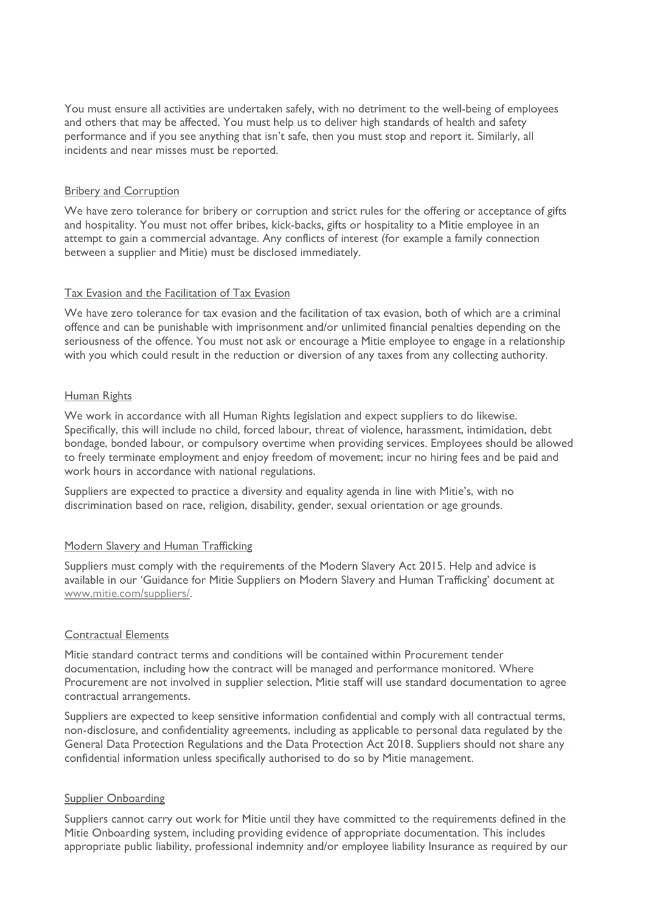You must ensure all activities are undertaken safely, with no detriment to the well-being of employees and others that may be affected. You must help us to deliver high standards of health and safety performance and if you see anything that isn't safe, then you must stop and report it. Similarly, all incidents and near misses must be reported.

## Bribery and Corruption

We have zero tolerance for bribery or corruption and strict rules for the offering or acceptance of gifts and hospitality. You must not offer bribes, kick-backs, gifts or hospitality to a Mitie employee in an attempt to gain a commercial advantage. Any conflicts of interest (for example a family connection between a supplier and Mitie) must be disclosed immediately.

## Tax Evasion and the Facilitation of Tax Evasion

We have zero tolerance for tax evasion and the facilitation of tax evasion, both of which are a criminal offence and can be punishable with imprisonment and/or unlimited financial penalties depending on the seriousness of the offence. You must not ask or encourage a Mitie employee to engage in a relationship with you which could result in the reduction or diversion of any taxes from any collecting authority.

## Human Rights

We work in accordance with all Human Rights legislation and expect suppliers to do likewise. Specifically, this will include no child, forced labour, threat of violence, harassment, intimidation, debt bondage, bonded labour, or compulsory overtime when providing services. Employees should be allowed to freely terminate employment and enjoy freedom of movement; incur no hiring fees and be paid and work hours in accordance with national regulations.

Suppliers are expected to practice a diversity and equality agenda in line with Mitie's, with no discrimination based on race, religion, disability, gender, sexual orientation or age grounds.

## Modern Slavery and Human Trafficking

Suppliers must comply with the requirements of the Modern Slavery Act 2015. Help and advice is available in our 'Guidance for Mitie Suppliers on Modern Slavery and Human Trafficking' document at www.mitie.com/suppliers/.

## Contractual Elements

Mitie standard contract terms and conditions will be contained within Procurement tender documentation, including how the contract will be managed and performance monitored. Where Procurement are not involved in supplier selection, Mitie staff will use standard documentation to agree contractual arrangements.

Suppliers are expected to keep sensitive information confidential and comply with all contractual terms, non-disclosure, and confidentiality agreements, including as applicable to personal data regulated by the General Data Protection Regulations and the Data Protection Act 2018. Suppliers should not share any confidential information unless specifically authorised to do so by Mitie management.

## Supplier Onboarding

Suppliers cannot carry out work for Mitie until they have committed to the requirements defined in the Mitie Onboarding system, including providing evidence of appropriate documentation. This includes appropriate public liability, professional indemnity and/or employee liability Insurance as required by our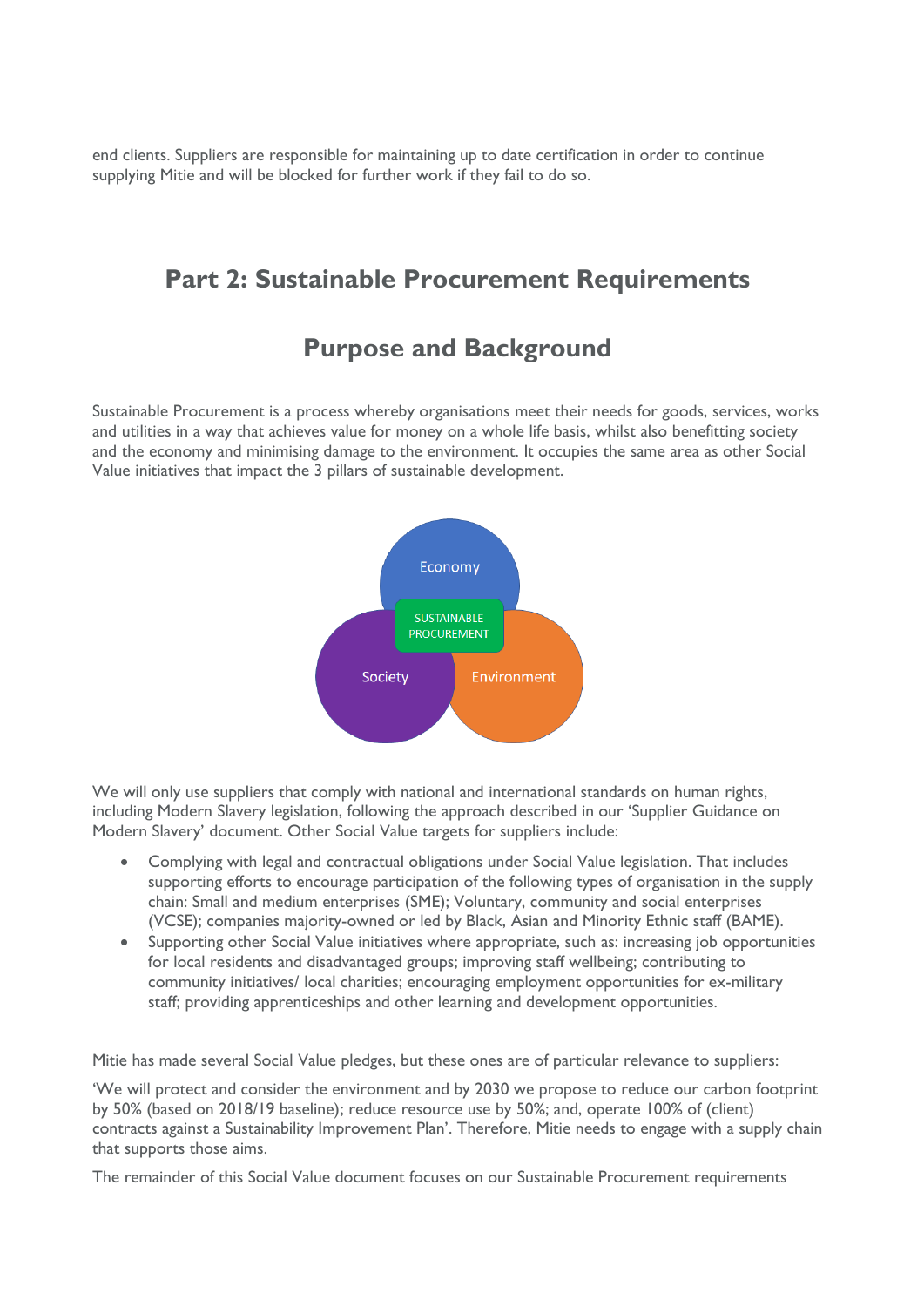end clients. Suppliers are responsible for maintaining up to date certification in order to continue supplying Mitie and will be blocked for further work if they fail to do so.

## Part 2: Sustainable Procurement Requirements

## Purpose and Background

Sustainable Procurement is a process whereby organisations meet their needs for goods, services, works and utilities in a way that achieves value for money on a whole life basis, whilst also benefitting society and the economy and minimising damage to the environment. It occupies the same area as other Social Value initiatives that impact the 3 pillars of sustainable development.

Economy

SUSTAINABLE PROCUREMENT

Society

Environment

We will only use suppliers that comply with national and international standards on human rights, including Modern Slavery legislation, following the approach described in our 'Supplier Guidance on Modern Slavery' document. Other Social Value targets for suppliers include:

- Complying with legal and contractual obligations under Social Value legislation. That includes supporting efforts to encourage participation of the following types of organisation in the supply chain: Small and medium enterprises (SME); Voluntary, community and social enterprises (VCSE); companies majority-owned or led by Black, Asian and Minority Ethnic staff (BAME).
- Supporting other Social Value initiatives where appropriate, such as: increasing job opportunities for local residents and disadvantaged groups; improving staff wellbeing; contributing to community initiatives/ local charities; encouraging employment opportunities for ex-military staff; providing apprenticeships and other learning and development opportunities.

Mitie has made several Social Value pledges, but these ones are of particular relevance to suppliers:

'We will protect and consider the environment and by 2030 we propose to reduce our carbon footprint by 50% (based on 2018/19 baseline); reduce resource use by 50%; and, operate 100% of (client) contracts against a Sustainability Improvement Plan'. Therefore, Mitie needs to engage with a supply chain that supports those aims.

The remainder of this Social Value document focuses on our Sustainable Procurement requirements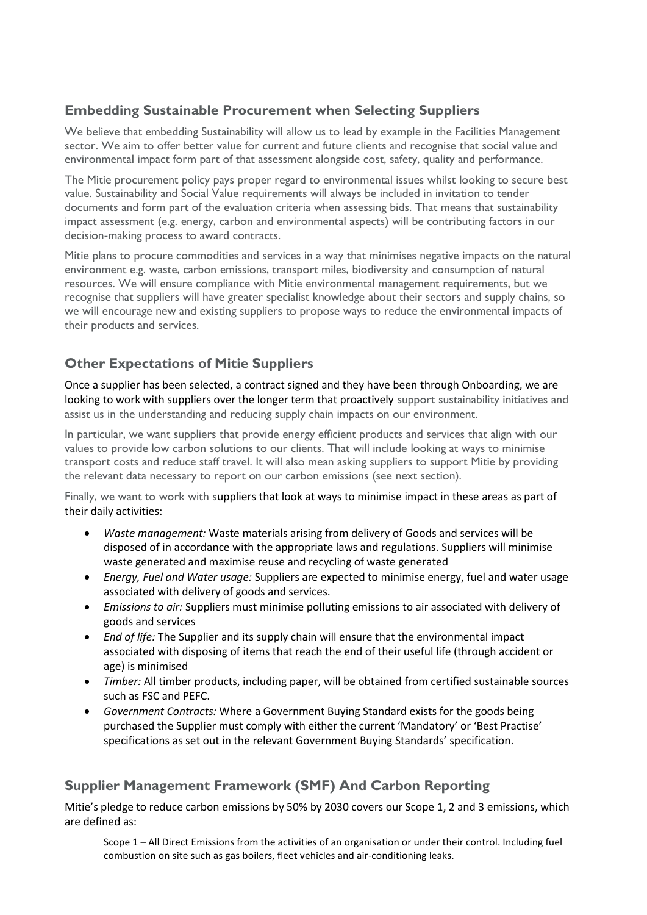## Embedding Sustainable Procurement when Selecting Suppliers

We believe that embedding Sustainability will allow us to lead by example in the Facilities Management sector. We aim to offer better value for current and future clients and recognise that social value and environmental impact form part of that assessment alongside cost, safety, quality and performance.

The Mitie procurement policy pays proper regard to environmental issues whilst looking to secure best value. Sustainability and Social Value requirements will always be included in invitation to tender documents and form part of the evaluation criteria when assessing bids. That means that sustainability impact assessment (e.g. energy, carbon and environmental aspects) will be contributing factors in our decision-making process to award contracts.

Mitie plans to procure commodities and services in a way that minimises negative impacts on the natural environment e.g. waste, carbon emissions, transport miles, biodiversity and consumption of natural resources. We will ensure compliance with Mitie environmental management requirements, but we recognise that suppliers will have greater specialist knowledge about their sectors and supply chains, so we will encourage new and existing suppliers to propose ways to reduce the environmental impacts of their products and services.

## Other Expectations of Mitie Suppliers

Once a supplier has been selected, a contract signed and they have been through Onboarding, we are looking to work with suppliers over the longer term that proactively support sustainability initiatives and assist us in the understanding and reducing supply chain impacts on our environment.

In particular, we want suppliers that provide energy efficient products and services that align with our values to provide low carbon solutions to our clients. That will include looking at ways to minimise transport costs and reduce staff travel. It will also mean asking suppliers to support Mitie by providing the relevant data necessary to report on our carbon emissions (see next section).

Finally, we want to work with suppliers that look at ways to minimise impact in these areas as part of their daily activities:

- *Waste management:* Waste materials arising from delivery of Goods and services will be disposed of in accordance with the appropriate laws and regulations. Suppliers will minimise waste generated and maximise reuse and recycling of waste generated
- *Energy, Fuel and Water usage:* Suppliers are expected to minimise energy, fuel and water usage associated with delivery of goods and services.
- *Emissions to air:* Suppliers must minimise polluting emissions to air associated with delivery of goods and services
- *End of life:* The Supplier and its supply chain will ensure that the environmental impact associated with disposing of items that reach the end of their useful life (through accident or age) is minimised
- *Timber:* All timber products, including paper, will be obtained from certified sustainable sources such as FSC and PEFC.
- *Government Contracts:* Where a Government Buying Standard exists for the goods being purchased the Supplier must comply with either the current 'Mandatory' or 'Best Practise' specifications as set out in the relevant Government Buying Standards' specification.

## Supplier Management Framework (SMF) And Carbon Reporting

Mitie's pledge to reduce carbon emissions by 50% by 2030 covers our Scope 1, 2 and 3 emissions, which are defined as:

> Scope 1 – All Direct Emissions from the activities of an organisation or under their control. Including fuel combustion on site such as gas boilers, fleet vehicles and air-conditioning leaks.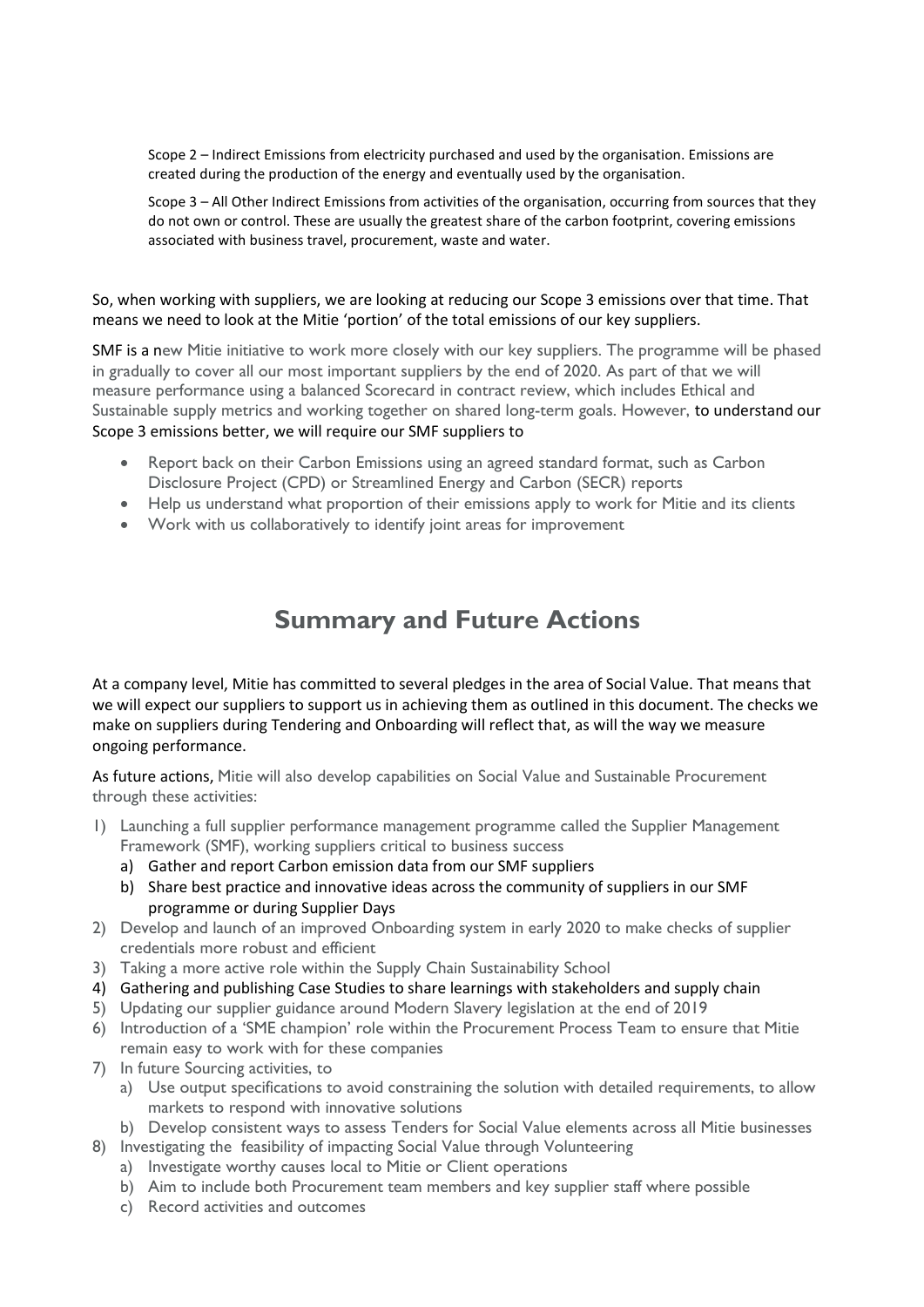Scope 2 – Indirect Emissions from electricity purchased and used by the organisation. Emissions are created during the production of the energy and eventually used by the organisation.

Scope 3 – All Other Indirect Emissions from activities of the organisation, occurring from sources that they do not own or control. These are usually the greatest share of the carbon footprint, covering emissions associated with business travel, procurement, waste and water.

So, when working with suppliers, we are looking at reducing our Scope 3 emissions over that time. That means we need to look at the Mitie 'portion' of the total emissions of our key suppliers.

SMF is a new Mitie initiative to work more closely with our key suppliers. The programme will be phased in gradually to cover all our most important suppliers by the end of 2020. As part of that we will measure performance using a balanced Scorecard in contract review, which includes Ethical and Sustainable supply metrics and working together on shared long-term goals. However, to understand our Scope 3 emissions better, we will require our SMF suppliers to

- Report back on their Carbon Emissions using an agreed standard format, such as Carbon Disclosure Project (CPD) or Streamlined Energy and Carbon (SECR) reports
- Help us understand what proportion of their emissions apply to work for Mitie and its clients
- Work with us collaboratively to identify joint areas for improvement

# Summary and Future Actions

At a company level, Mitie has committed to several pledges in the area of Social Value. That means that we will expect our suppliers to support us in achieving them as outlined in this document. The checks we make on suppliers during Tendering and Onboarding will reflect that, as will the way we measure ongoing performance.

As future actions, Mitie will also develop capabilities on Social Value and Sustainable Procurement through these activities:

1) Launching a full supplier performance management programme called the Supplier Management Framework (SMF), working suppliers critical to business success
   a) Gather and report Carbon emission data from our SMF suppliers
   b) Share best practice and innovative ideas across the community of suppliers in our SMF programme or during Supplier Days
2) Develop and launch of an improved Onboarding system in early 2020 to make checks of supplier credentials more robust and efficient
3) Taking a more active role within the Supply Chain Sustainability School
4) Gathering and publishing Case Studies to share learnings with stakeholders and supply chain
5) Updating our supplier guidance around Modern Slavery legislation at the end of 2019
6) Introduction of a 'SME champion' role within the Procurement Process Team to ensure that Mitie remain easy to work with for these companies
7) In future Sourcing activities, to
   a) Use output specifications to avoid constraining the solution with detailed requirements, to allow markets to respond with innovative solutions
   b) Develop consistent ways to assess Tenders for Social Value elements across all Mitie businesses
8) Investigating the feasibility of impacting Social Value through Volunteering
   a) Investigate worthy causes local to Mitie or Client operations
   b) Aim to include both Procurement team members and key supplier staff where possible
   c) Record activities and outcomes